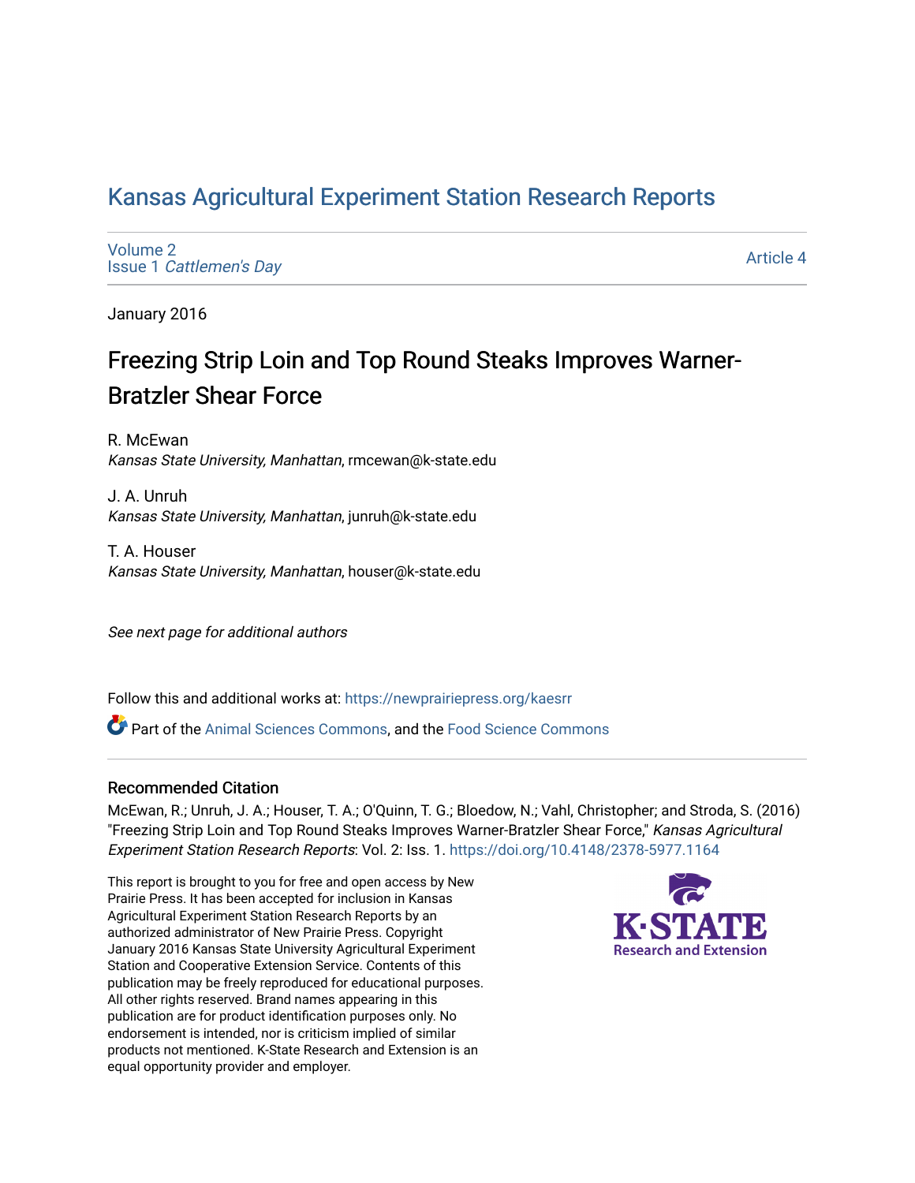# Kansas Agricultural Experiment Station Research Reports

Volume 2
Issue 1 *Cattlemen's Day*

Article 4

January 2016

## Freezing Strip Loin and Top Round Steaks Improves Warner-Bratzler Shear Force

R. McEwan
*Kansas State University, Manhattan*, rmcewan@k-state.edu

J. A. Unruh
*Kansas State University, Manhattan*, junruh@k-state.edu

T. A. Houser
*Kansas State University, Manhattan*, houser@k-state.edu

*See next page for additional authors*

Follow this and additional works at: https://newprairiepress.org/kaesrr

Part of the Animal Sciences Commons, and the Food Science Commons

### Recommended Citation

McEwan, R.; Unruh, J. A.; Houser, T. A.; O'Quinn, T. G.; Bloedow, N.; Vahl, Christopher; and Stroda, S. (2016) "Freezing Strip Loin and Top Round Steaks Improves Warner-Bratzler Shear Force," *Kansas Agricultural Experiment Station Research Reports*: Vol. 2: Iss. 1. https://doi.org/10.4148/2378-5977.1164

This report is brought to you for free and open access by New Prairie Press. It has been accepted for inclusion in Kansas Agricultural Experiment Station Research Reports by an authorized administrator of New Prairie Press. Copyright January 2016 Kansas State University Agricultural Experiment Station and Cooperative Extension Service. Contents of this publication may be freely reproduced for educational purposes. All other rights reserved. Brand names appearing in this publication are for product identification purposes only. No endorsement is intended, nor is criticism implied of similar products not mentioned. K-State Research and Extension is an equal opportunity provider and employer.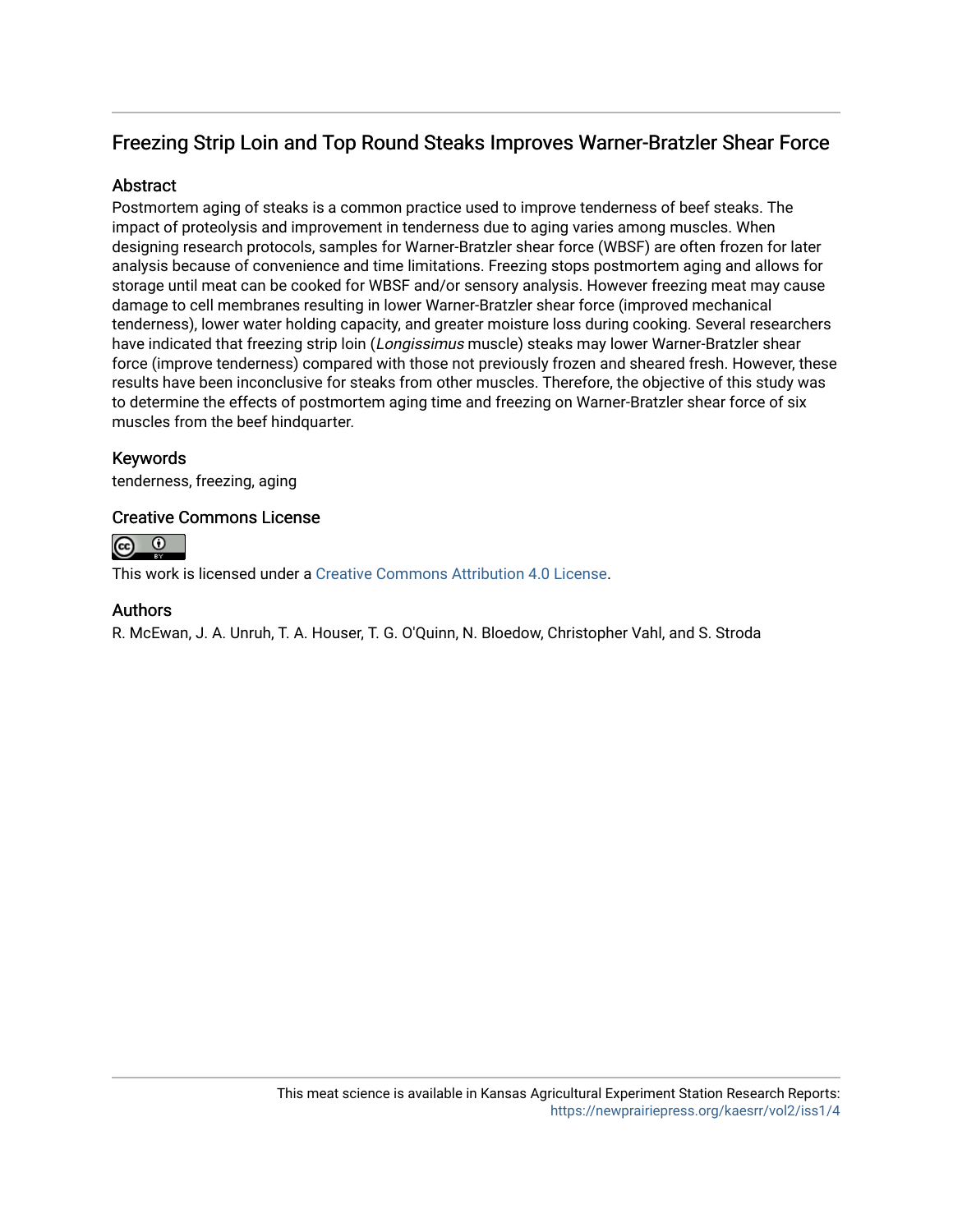# Freezing Strip Loin and Top Round Steaks Improves Warner-Bratzler Shear Force

## Abstract

Postmortem aging of steaks is a common practice used to improve tenderness of beef steaks. The impact of proteolysis and improvement in tenderness due to aging varies among muscles. When designing research protocols, samples for Warner-Bratzler shear force (WBSF) are often frozen for later analysis because of convenience and time limitations. Freezing stops postmortem aging and allows for storage until meat can be cooked for WBSF and/or sensory analysis. However freezing meat may cause damage to cell membranes resulting in lower Warner-Bratzler shear force (improved mechanical tenderness), lower water holding capacity, and greater moisture loss during cooking. Several researchers have indicated that freezing strip loin (*Longissimus* muscle) steaks may lower Warner-Bratzler shear force (improve tenderness) compared with those not previously frozen and sheared fresh. However, these results have been inconclusive for steaks from other muscles. Therefore, the objective of this study was to determine the effects of postmortem aging time and freezing on Warner-Bratzler shear force of six muscles from the beef hindquarter.

## Keywords

tenderness, freezing, aging

## Creative Commons License

This work is licensed under a Creative Commons Attribution 4.0 License.

## Authors

R. McEwan, J. A. Unruh, T. A. Houser, T. G. O'Quinn, N. Bloedow, Christopher Vahl, and S. Stroda

This meat science is available in Kansas Agricultural Experiment Station Research Reports: https://newprairiepress.org/kaesrr/vol2/iss1/4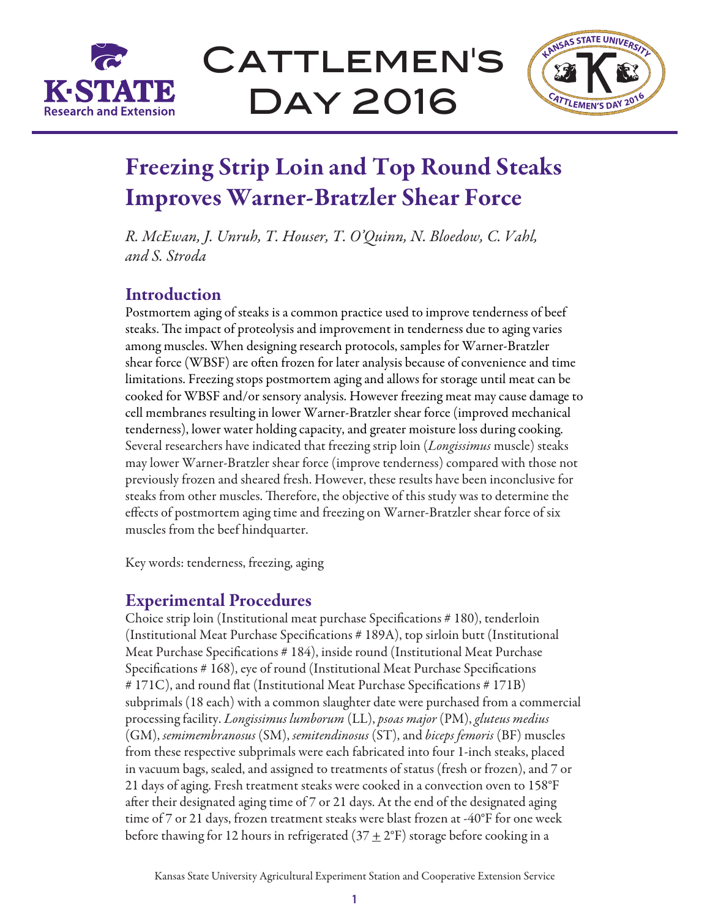# Freezing Strip Loin and Top Round Steaks Improves Warner-Bratzler Shear Force

*R. McEwan, J. Unruh, T. Houser, T. O'Quinn, N. Bloedow, C. Vahl, and S. Stroda*

## Introduction

Postmortem aging of steaks is a common practice used to improve tenderness of beef steaks. The impact of proteolysis and improvement in tenderness due to aging varies among muscles. When designing research protocols, samples for Warner-Bratzler shear force (WBSF) are often frozen for later analysis because of convenience and time limitations. Freezing stops postmortem aging and allows for storage until meat can be cooked for WBSF and/or sensory analysis. However freezing meat may cause damage to cell membranes resulting in lower Warner-Bratzler shear force (improved mechanical tenderness), lower water holding capacity, and greater moisture loss during cooking. Several researchers have indicated that freezing strip loin (*Longissimus* muscle) steaks may lower Warner-Bratzler shear force (improve tenderness) compared with those not previously frozen and sheared fresh. However, these results have been inconclusive for steaks from other muscles. Therefore, the objective of this study was to determine the effects of postmortem aging time and freezing on Warner-Bratzler shear force of six muscles from the beef hindquarter.

Key words: tenderness, freezing, aging

## Experimental Procedures

Choice strip loin (Institutional meat purchase Specifications # 180), tenderloin (Institutional Meat Purchase Specifications # 189A), top sirloin butt (Institutional Meat Purchase Specifications # 184), inside round (Institutional Meat Purchase Specifications # 168), eye of round (Institutional Meat Purchase Specifications # 171C), and round flat (Institutional Meat Purchase Specifications # 171B) subprimals (18 each) with a common slaughter date were purchased from a commercial processing facility. *Longissimus lumborum* (LL), *psoas major* (PM), *gluteus medius* (GM), *semimembranosus* (SM), *semitendinosus* (ST), and *biceps femoris* (BF) muscles from these respective subprimals were each fabricated into four 1-inch steaks, placed in vacuum bags, sealed, and assigned to treatments of status (fresh or frozen), and 7 or 21 days of aging. Fresh treatment steaks were cooked in a convection oven to 158°F after their designated aging time of 7 or 21 days. At the end of the designated aging time of 7 or 21 days, frozen treatment steaks were blast frozen at -40°F for one week before thawing for 12 hours in refrigerated (37 ± 2°F) storage before cooking in a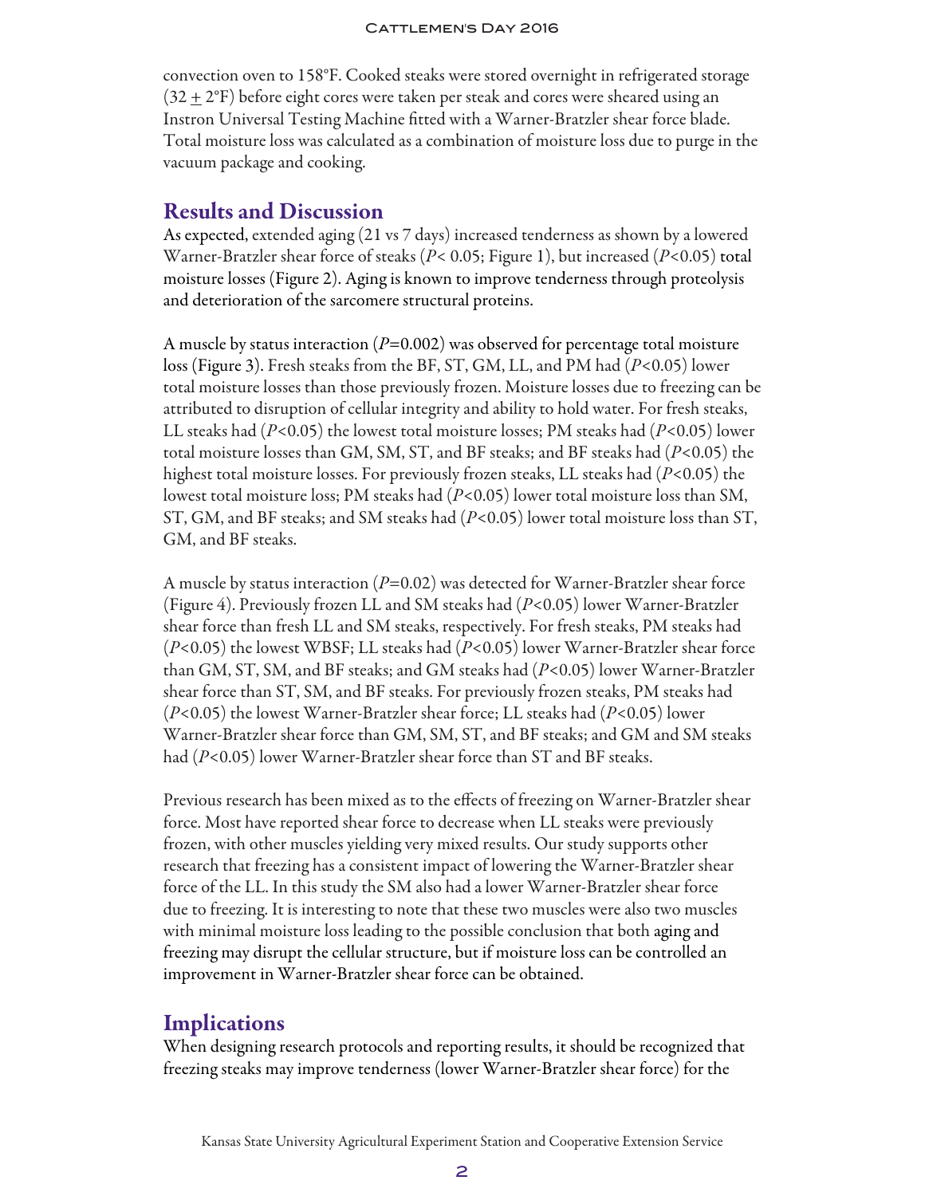convection oven to 158°F. Cooked steaks were stored overnight in refrigerated storage ($32 \pm 2$°F) before eight cores were taken per steak and cores were sheared using an Instron Universal Testing Machine fitted with a Warner-Bratzler shear force blade. Total moisture loss was calculated as a combination of moisture loss due to purge in the vacuum package and cooking.

## Results and Discussion

As expected, extended aging (21 vs 7 days) increased tenderness as shown by a lowered Warner-Bratzler shear force of steaks ($P < 0.05$; Figure 1), but increased ($P<0.05$) total moisture losses (Figure 2). Aging is known to improve tenderness through proteolysis and deterioration of the sarcomere structural proteins.

A muscle by status interaction ($P=0.002$) was observed for percentage total moisture loss (Figure 3). Fresh steaks from the BF, ST, GM, LL, and PM had ($P<0.05$) lower total moisture losses than those previously frozen. Moisture losses due to freezing can be attributed to disruption of cellular integrity and ability to hold water. For fresh steaks, LL steaks had ($P<0.05$) the lowest total moisture losses; PM steaks had ($P<0.05$) lower total moisture losses than GM, SM, ST, and BF steaks; and BF steaks had ($P<0.05$) the highest total moisture losses. For previously frozen steaks, LL steaks had ($P<0.05$) the lowest total moisture loss; PM steaks had ($P<0.05$) lower total moisture loss than SM, ST, GM, and BF steaks; and SM steaks had ($P<0.05$) lower total moisture loss than ST, GM, and BF steaks.

A muscle by status interaction ($P=0.02$) was detected for Warner-Bratzler shear force (Figure 4). Previously frozen LL and SM steaks had ($P<0.05$) lower Warner-Bratzler shear force than fresh LL and SM steaks, respectively. For fresh steaks, PM steaks had ($P<0.05$) the lowest WBSF; LL steaks had ($P<0.05$) lower Warner-Bratzler shear force than GM, ST, SM, and BF steaks; and GM steaks had ($P<0.05$) lower Warner-Bratzler shear force than ST, SM, and BF steaks. For previously frozen steaks, PM steaks had ($P<0.05$) the lowest Warner-Bratzler shear force; LL steaks had ($P<0.05$) lower Warner-Bratzler shear force than GM, SM, ST, and BF steaks; and GM and SM steaks had ($P<0.05$) lower Warner-Bratzler shear force than ST and BF steaks.

Previous research has been mixed as to the effects of freezing on Warner-Bratzler shear force. Most have reported shear force to decrease when LL steaks were previously frozen, with other muscles yielding very mixed results. Our study supports other research that freezing has a consistent impact of lowering the Warner-Bratzler shear force of the LL. In this study the SM also had a lower Warner-Bratzler shear force due to freezing. It is interesting to note that these two muscles were also two muscles with minimal moisture loss leading to the possible conclusion that both aging and freezing may disrupt the cellular structure, but if moisture loss can be controlled an improvement in Warner-Bratzler shear force can be obtained.

## Implications

When designing research protocols and reporting results, it should be recognized that freezing steaks may improve tenderness (lower Warner-Bratzler shear force) for the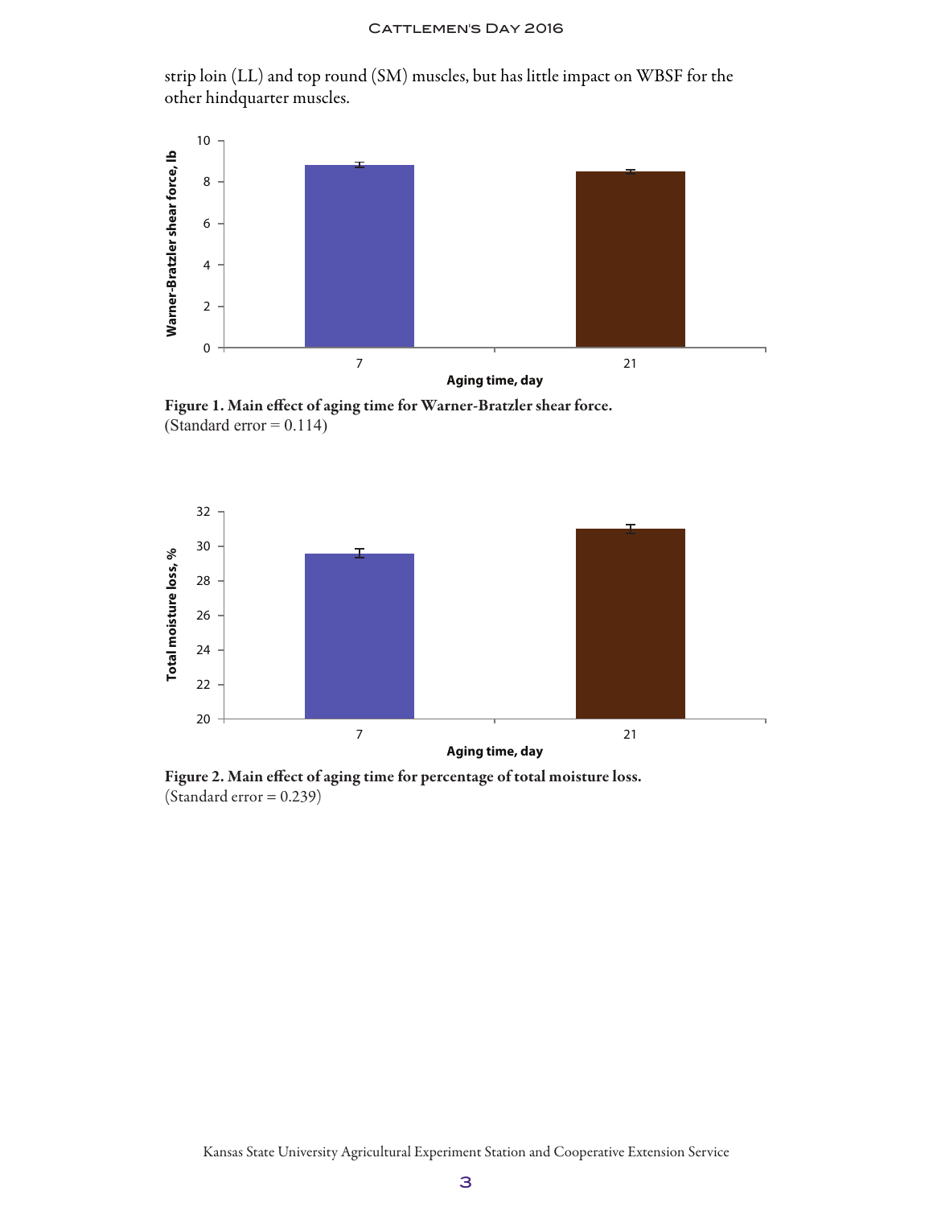strip loin (LL) and top round (SM) muscles, but has little impact on WBSF for the other hindquarter muscles.

**Figure 1. Main effect of aging time for Warner-Bratzler shear force.**
(Standard error = 0.114)

**Figure 2. Main effect of aging time for percentage of total moisture loss.**
(Standard error = 0.239)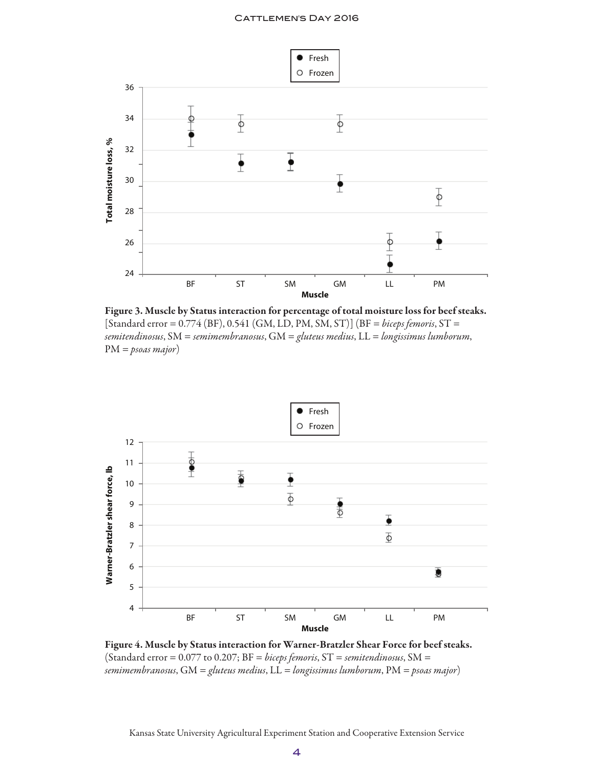Fresh
Frozen

36
34
32
30
28
26
24

Total moisture loss, %

BF ST SM GM LL PM

Muscle

**Figure 3. Muscle by Status interaction for percentage of total moisture loss for beef steaks.** [Standard error = 0.774 (BF), 0.541 (GM, LD, PM, SM, ST)] (BF = *biceps femoris*, ST = *semitendinosus*, SM = *semimembranosus*, GM = *gluteus medius*, LL = *longissimus lumborum*, PM = *psoas major*)

Fresh
Frozen

12
11
10
9
8
7
6
5
4

Warner-Bratzler shear force, lb

BF ST SM GM LL PM

Muscle

**Figure 4. Muscle by Status interaction for Warner-Bratzler Shear Force for beef steaks.** (Standard error = 0.077 to 0.207; BF = *biceps femoris*, ST = *semitendinosus*, SM = *semimembranosus*, GM = *gluteus medius*, LL = *longissimus lumborum*, PM = *psoas major*)